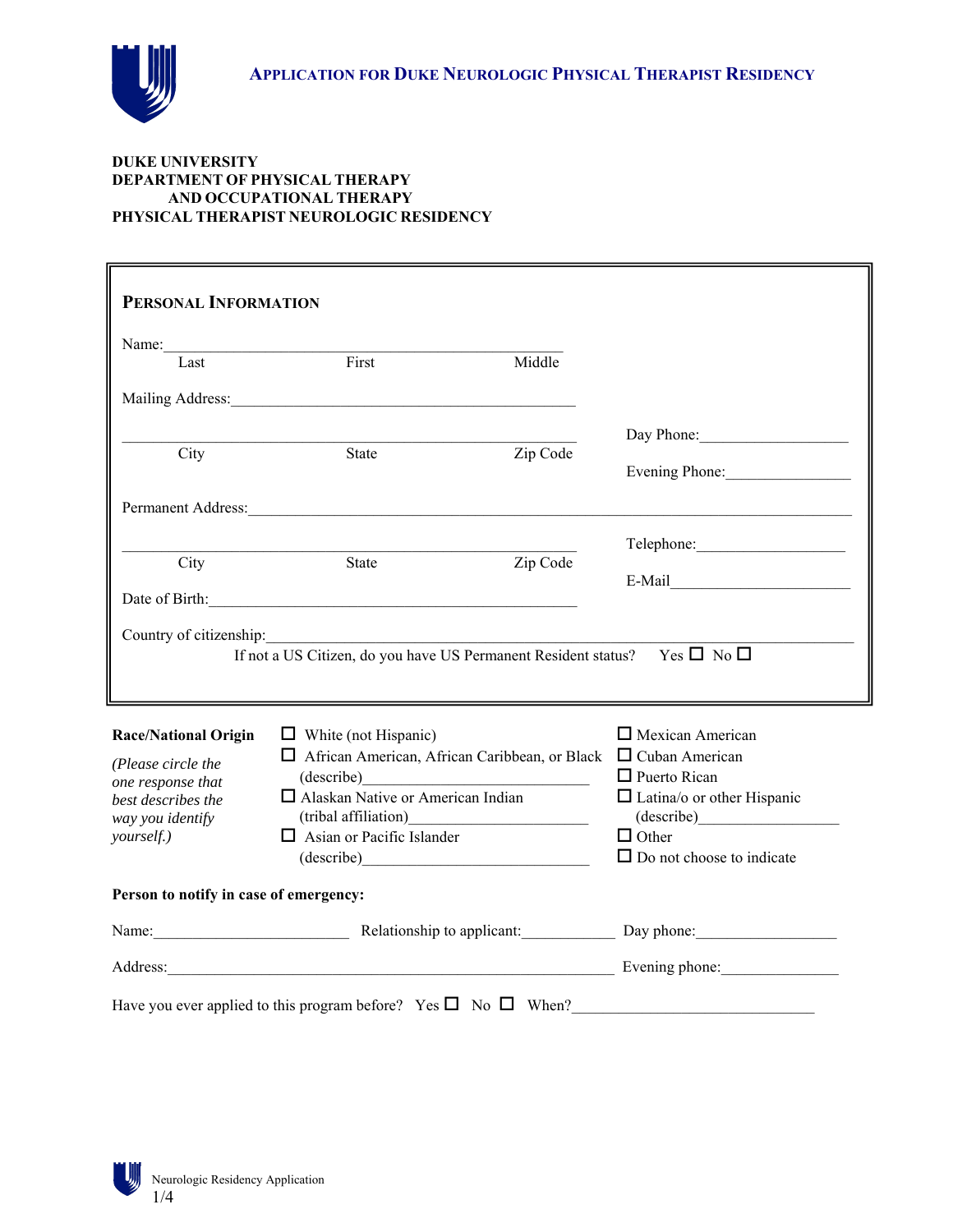# Application for Duke Neurologic Physical Therapist Residency

**DUKE UNIVERSITY**
**DEPARTMENT OF PHYSICAL THERAPY AND OCCUPATIONAL THERAPY**
**PHYSICAL THERAPIST NEUROLOGIC RESIDENCY**

## Personal Information

Name:________________________________________________
Last First Middle

Mailing Address:_____________________________________________

_____________________________________________________ Day Phone:__________________
City State Zip Code Evening Phone:________________

Permanent Address:______________________________________________________________________

_____________________________________________________ Telephone:__________________
City State Zip Code E-Mail______________________

Date of Birth:_______________________________________________

Country of citizenship:_______________________________________________________________________

If not a US Citizen, do you have US Permanent Resident status? Yes ☐ No ☐

**Race/National Origin**

*(Please circle the one response that best describes the way you identify yourself.)*

- ☐ White (not Hispanic)
- ☐ African American, African Caribbean, or Black (describe)____________________________
- ☐ Alaskan Native or American Indian (tribal affiliation)_______________________
- ☐ Asian or Pacific Islander (describe)____________________________
- ☐ Mexican American
- ☐ Cuban American
- ☐ Puerto Rican
- ☐ Latina/o or other Hispanic (describe)__________________
- ☐ Other
- ☐ Do not choose to indicate

**Person to notify in case of emergency:**

Name:________________________ Relationship to applicant:____________ Day phone:__________________

Address:_________________________________________________________ Evening phone:_______________

Have you ever applied to this program before? Yes ☐ No ☐ When?______________________________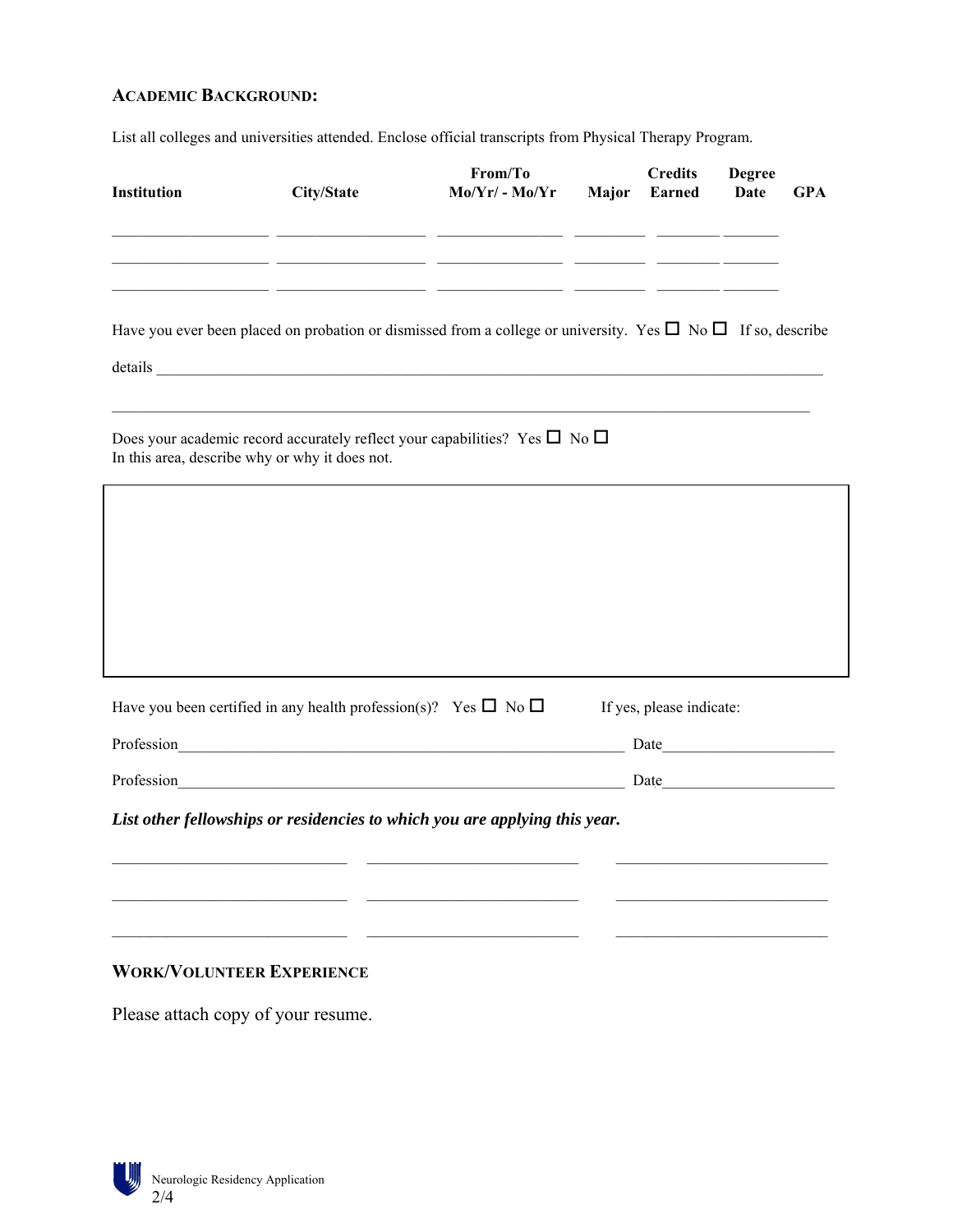## Academic Background:

List all colleges and universities attended. Enclose official transcripts from Physical Therapy Program.

| Institution | City/State | From/To Mo/Yr/ - Mo/Yr | Major | Credits Earned | Degree Date | GPA |
|---|---|---|---|---|---|---|
| | | | | | | |
| | | | | | | |
| | | | | | | |

Have you ever been placed on probation or dismissed from a college or university. Yes ☐ No ☐ If so, describe details ________________________________________________________________

________________________________________________________________

Does your academic record accurately reflect your capabilities? Yes ☐ No ☐
In this area, describe why or why it does not.

Have you been certified in any health profession(s)? Yes ☐ No ☐ If yes, please indicate:

Profession________________________________ Date________________

Profession________________________________ Date________________

***List other fellowships or residencies to which you are applying this year.***

____________________ ____________________ ____________________

____________________ ____________________ ____________________

____________________ ____________________ ____________________

## Work/Volunteer Experience

Please attach copy of your resume.

Neurologic Residency Application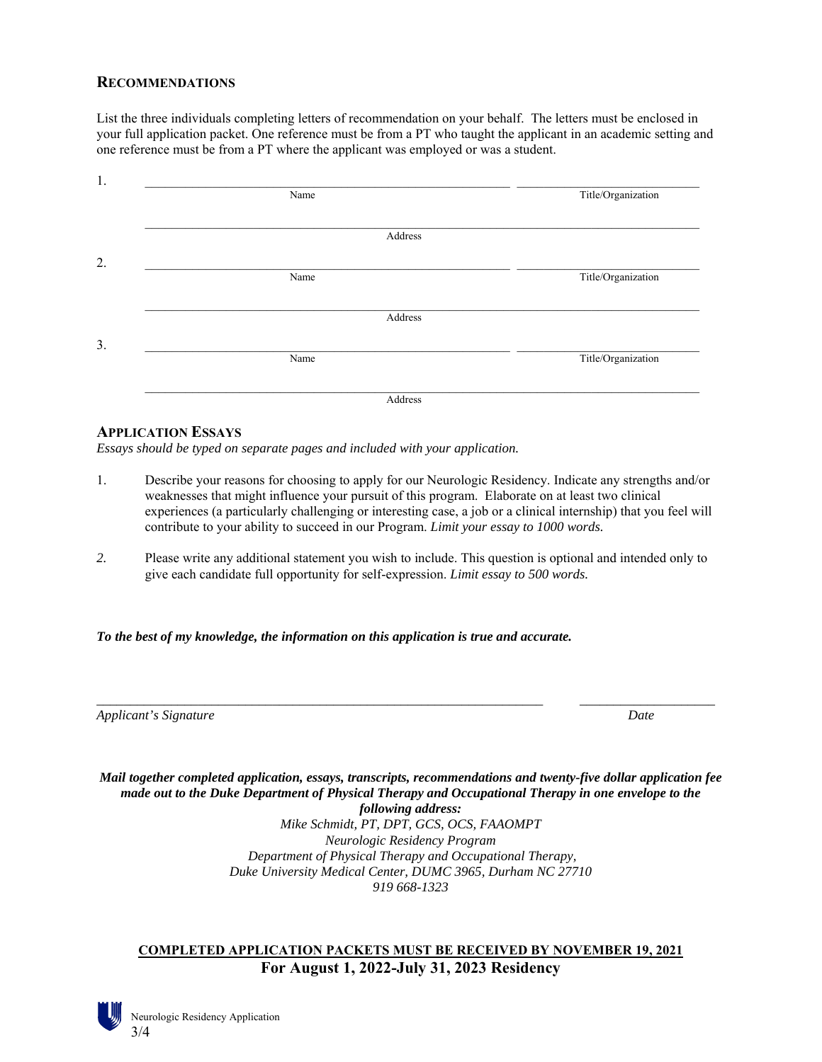## Recommendations

List the three individuals completing letters of recommendation on your behalf. The letters must be enclosed in your full application packet. One reference must be from a PT who taught the applicant in an academic setting and one reference must be from a PT where the applicant was employed or was a student.

1. ______________________________ Name ______________________________ Title/Organization

   ______________________________ Address

2. ______________________________ Name ______________________________ Title/Organization

   ______________________________ Address

3. ______________________________ Name ______________________________ Title/Organization

   ______________________________ Address

## Application Essays

*Essays should be typed on separate pages and included with your application.*

1. Describe your reasons for choosing to apply for our Neurologic Residency. Indicate any strengths and/or weaknesses that might influence your pursuit of this program. Elaborate on at least two clinical experiences (a particularly challenging or interesting case, a job or a clinical internship) that you feel will contribute to your ability to succeed in our Program. *Limit your essay to 1000 words.*

2. Please write any additional statement you wish to include. This question is optional and intended only to give each candidate full opportunity for self-expression. *Limit essay to 500 words.*

***To the best of my knowledge, the information on this application is true and accurate.***

______________________________ *Applicant's Signature* ______________________________ *Date*

***Mail together completed application, essays, transcripts, recommendations and twenty-five dollar application fee made out to the Duke Department of Physical Therapy and Occupational Therapy in one envelope to the following address:***

*Mike Schmidt, PT, DPT, GCS, OCS, FAAOMPT*
*Neurologic Residency Program*
*Department of Physical Therapy and Occupational Therapy,*
*Duke University Medical Center, DUMC 3965, Durham NC 27710*
*919 668-1323*

**COMPLETED APPLICATION PACKETS MUST BE RECEIVED BY NOVEMBER 19, 2021**

**For August 1, 2022-July 31, 2023 Residency**